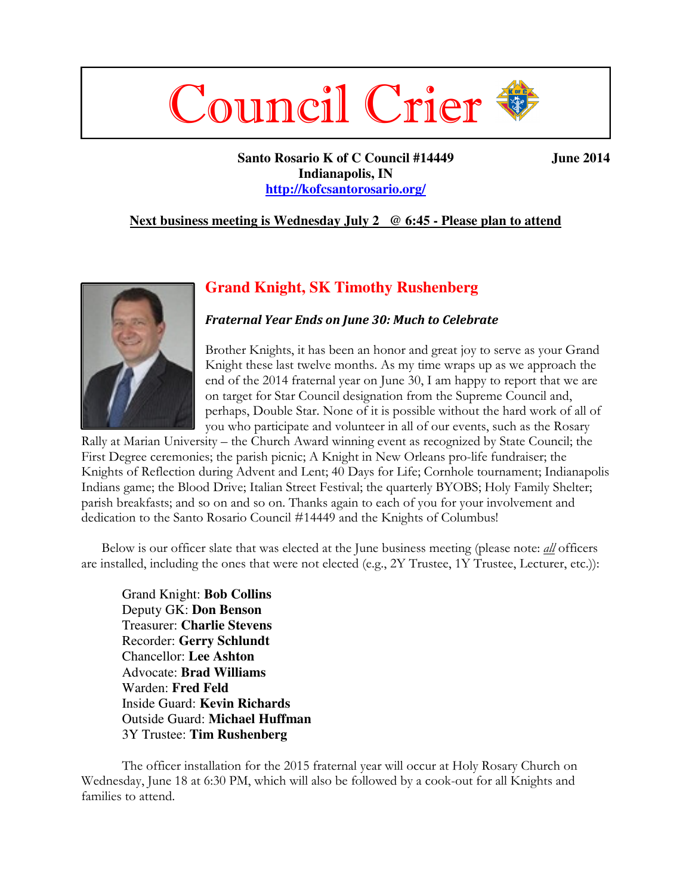# Council Crier

**Santo Rosario K of C Council #14449** **June 2014**
**Indianapolis, IN**
**http://kofcsantorosario.org/**

**Next business meeting is Wednesday July 2 @ 6:45 - Please plan to attend**

## Grand Knight, SK Timothy Rushenberg

***Fraternal Year Ends on June 30: Much to Celebrate***

Brother Knights, it has been an honor and great joy to serve as your Grand Knight these last twelve months. As my time wraps up as we approach the end of the 2014 fraternal year on June 30, I am happy to report that we are on target for Star Council designation from the Supreme Council and, perhaps, Double Star. None of it is possible without the hard work of all of you who participate and volunteer in all of our events, such as the Rosary Rally at Marian University – the Church Award winning event as recognized by State Council; the First Degree ceremonies; the parish picnic; A Knight in New Orleans pro-life fundraiser; the Knights of Reflection during Advent and Lent; 40 Days for Life; Cornhole tournament; Indianapolis Indians game; the Blood Drive; Italian Street Festival; the quarterly BYOBS; Holy Family Shelter; parish breakfasts; and so on and so on. Thanks again to each of you for your involvement and dedication to the Santo Rosario Council #14449 and the Knights of Columbus!

Below is our officer slate that was elected at the June business meeting (please note: *all* officers are installed, including the ones that were not elected (e.g., 2Y Trustee, 1Y Trustee, Lecturer, etc.)):

Grand Knight: **Bob Collins**
Deputy GK: **Don Benson**
Treasurer: **Charlie Stevens**
Recorder: **Gerry Schlundt**
Chancellor: **Lee Ashton**
Advocate: **Brad Williams**
Warden: **Fred Feld**
Inside Guard: **Kevin Richards**
Outside Guard: **Michael Huffman**
3Y Trustee: **Tim Rushenberg**

The officer installation for the 2015 fraternal year will occur at Holy Rosary Church on Wednesday, June 18 at 6:30 PM, which will also be followed by a cook-out for all Knights and families to attend.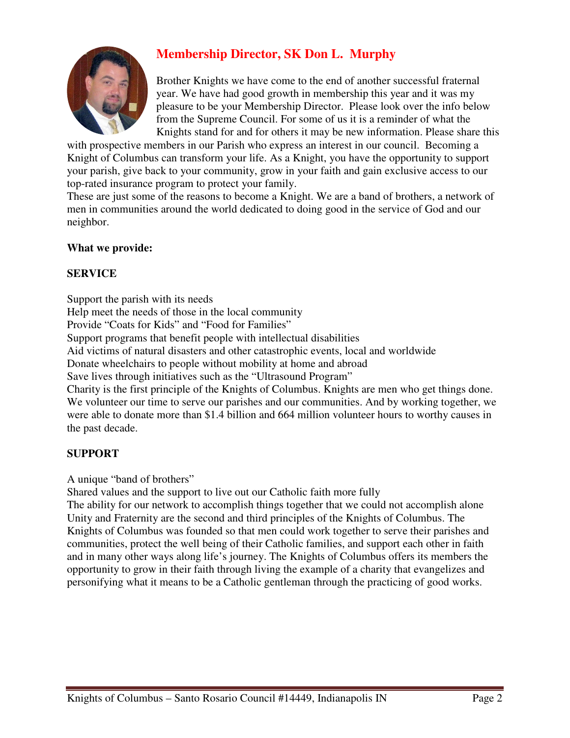## Membership Director, SK Don L. Murphy

Brother Knights we have come to the end of another successful fraternal year. We have had good growth in membership this year and it was my pleasure to be your Membership Director. Please look over the info below from the Supreme Council. For some of us it is a reminder of what the Knights stand for and for others it may be new information. Please share this with prospective members in our Parish who express an interest in our council. Becoming a Knight of Columbus can transform your life. As a Knight, you have the opportunity to support your parish, give back to your community, grow in your faith and gain exclusive access to our top-rated insurance program to protect your family.

These are just some of the reasons to become a Knight. We are a band of brothers, a network of men in communities around the world dedicated to doing good in the service of God and our neighbor.

**What we provide:**

**SERVICE**

Support the parish with its needs
Help meet the needs of those in the local community
Provide "Coats for Kids" and "Food for Families"
Support programs that benefit people with intellectual disabilities
Aid victims of natural disasters and other catastrophic events, local and worldwide
Donate wheelchairs to people without mobility at home and abroad
Save lives through initiatives such as the "Ultrasound Program"
Charity is the first principle of the Knights of Columbus. Knights are men who get things done. We volunteer our time to serve our parishes and our communities. And by working together, we were able to donate more than $1.4 billion and 664 million volunteer hours to worthy causes in the past decade.

**SUPPORT**

A unique "band of brothers"
Shared values and the support to live out our Catholic faith more fully
The ability for our network to accomplish things together that we could not accomplish alone
Unity and Fraternity are the second and third principles of the Knights of Columbus. The Knights of Columbus was founded so that men could work together to serve their parishes and communities, protect the well being of their Catholic families, and support each other in faith and in many other ways along life's journey. The Knights of Columbus offers its members the opportunity to grow in their faith through living the example of a charity that evangelizes and personifying what it means to be a Catholic gentleman through the practicing of good works.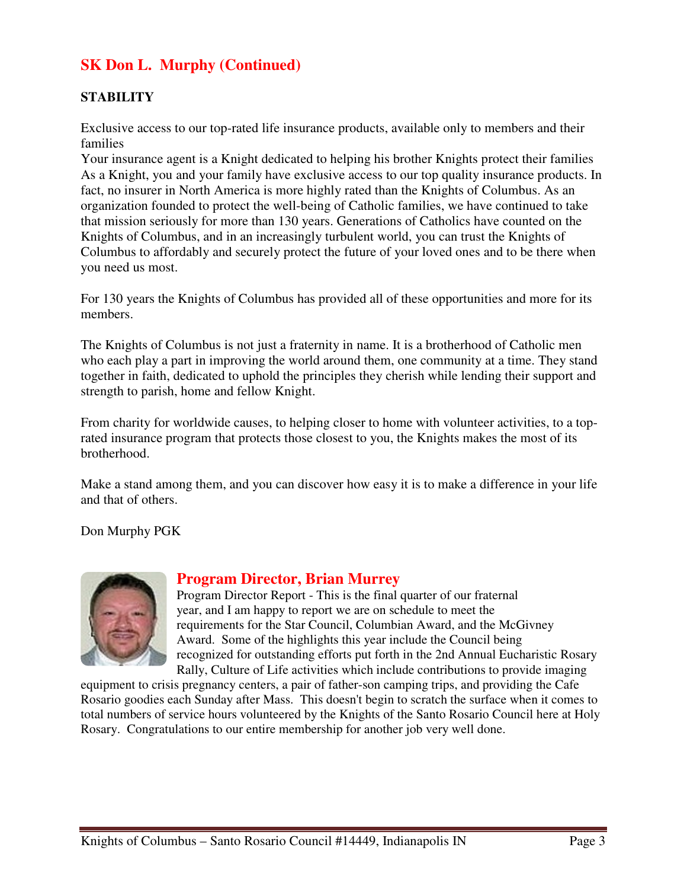## SK Don L. Murphy (Continued)

**STABILITY**

Exclusive access to our top-rated life insurance products, available only to members and their families
Your insurance agent is a Knight dedicated to helping his brother Knights protect their families
As a Knight, you and your family have exclusive access to our top quality insurance products. In fact, no insurer in North America is more highly rated than the Knights of Columbus. As an organization founded to protect the well-being of Catholic families, we have continued to take that mission seriously for more than 130 years. Generations of Catholics have counted on the Knights of Columbus, and in an increasingly turbulent world, you can trust the Knights of Columbus to affordably and securely protect the future of your loved ones and to be there when you need us most.

For 130 years the Knights of Columbus has provided all of these opportunities and more for its members.

The Knights of Columbus is not just a fraternity in name. It is a brotherhood of Catholic men who each play a part in improving the world around them, one community at a time. They stand together in faith, dedicated to uphold the principles they cherish while lending their support and strength to parish, home and fellow Knight.

From charity for worldwide causes, to helping closer to home with volunteer activities, to a top-rated insurance program that protects those closest to you, the Knights makes the most of its brotherhood.

Make a stand among them, and you can discover how easy it is to make a difference in your life and that of others.

Don Murphy PGK

## Program Director, Brian Murrey

Program Director Report - This is the final quarter of our fraternal year, and I am happy to report we are on schedule to meet the requirements for the Star Council, Columbian Award, and the McGivney Award. Some of the highlights this year include the Council being recognized for outstanding efforts put forth in the 2nd Annual Eucharistic Rosary Rally, Culture of Life activities which include contributions to provide imaging equipment to crisis pregnancy centers, a pair of father-son camping trips, and providing the Cafe Rosario goodies each Sunday after Mass. This doesn't begin to scratch the surface when it comes to total numbers of service hours volunteered by the Knights of the Santo Rosario Council here at Holy Rosary. Congratulations to our entire membership for another job very well done.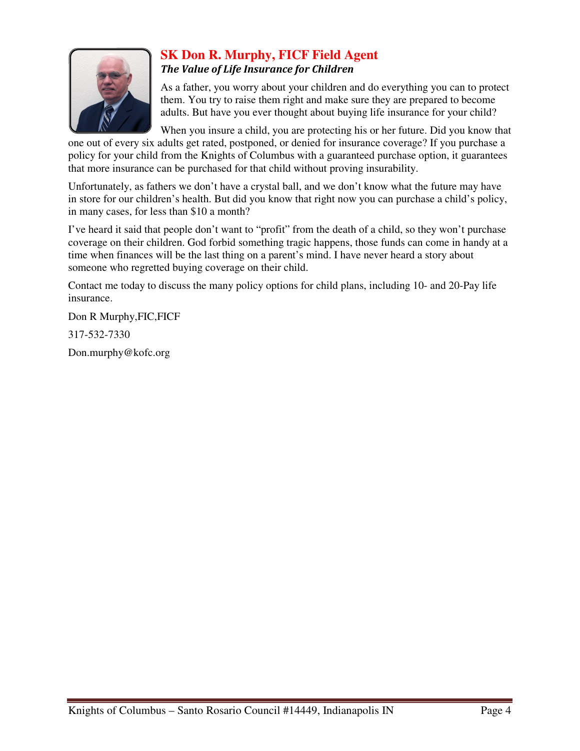## SK Don R. Murphy, FICF Field Agent

### *The Value of Life Insurance for Children*

As a father, you worry about your children and do everything you can to protect them. You try to raise them right and make sure they are prepared to become adults. But have you ever thought about buying life insurance for your child?

When you insure a child, you are protecting his or her future. Did you know that one out of every six adults get rated, postponed, or denied for insurance coverage? If you purchase a policy for your child from the Knights of Columbus with a guaranteed purchase option, it guarantees that more insurance can be purchased for that child without proving insurability.

Unfortunately, as fathers we don't have a crystal ball, and we don't know what the future may have in store for our children's health. But did you know that right now you can purchase a child's policy, in many cases, for less than $10 a month?

I've heard it said that people don't want to "profit" from the death of a child, so they won't purchase coverage on their children. God forbid something tragic happens, those funds can come in handy at a time when finances will be the last thing on a parent's mind. I have never heard a story about someone who regretted buying coverage on their child.

Contact me today to discuss the many policy options for child plans, including 10- and 20-Pay life insurance.

Don R Murphy,FIC,FICF

317-532-7330

Don.murphy@kofc.org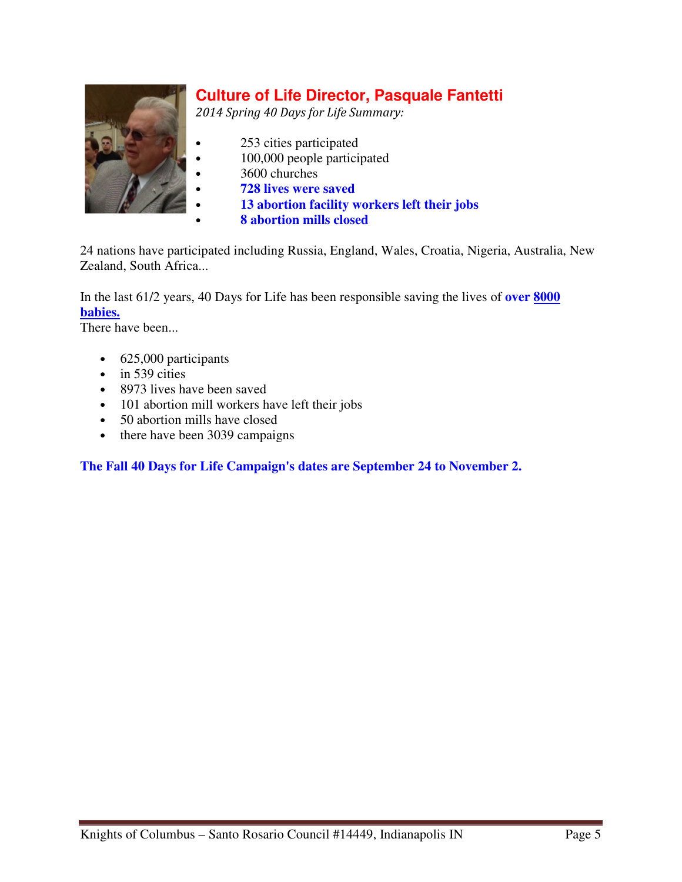## Culture of Life Director, Pasquale Fantetti

*2014 Spring 40 Days for Life Summary:*

- 253 cities participated
- 100,000 people participated
- 3600 churches
- **728 lives were saved**
- **13 abortion facility workers left their jobs**
- **8 abortion mills closed**

24 nations have participated including Russia, England, Wales, Croatia, Nigeria, Australia, New Zealand, South Africa...

In the last 61/2 years, 40 Days for Life has been responsible saving the lives of **over <u>8000</u> <u>babies.</u>**

There have been...

- 625,000 participants
- in 539 cities
- 8973 lives have been saved
- 101 abortion mill workers have left their jobs
- 50 abortion mills have closed
- there have been 3039 campaigns

**The Fall 40 Days for Life Campaign's dates are September 24 to November 2.**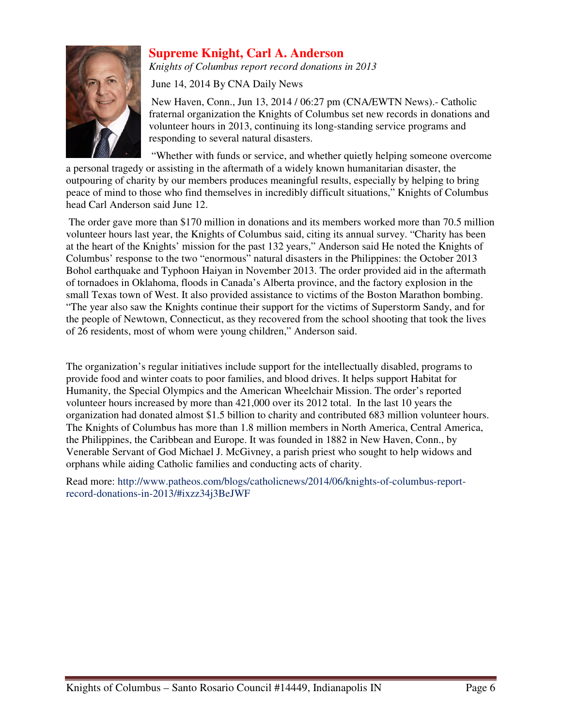## Supreme Knight, Carl A. Anderson

*Knights of Columbus report record donations in 2013*

June 14, 2014 By CNA Daily News

New Haven, Conn., Jun 13, 2014 / 06:27 pm (CNA/EWTN News).- Catholic fraternal organization the Knights of Columbus set new records in donations and volunteer hours in 2013, continuing its long-standing service programs and responding to several natural disasters.

"Whether with funds or service, and whether quietly helping someone overcome a personal tragedy or assisting in the aftermath of a widely known humanitarian disaster, the outpouring of charity by our members produces meaningful results, especially by helping to bring peace of mind to those who find themselves in incredibly difficult situations," Knights of Columbus head Carl Anderson said June 12.

The order gave more than $170 million in donations and its members worked more than 70.5 million volunteer hours last year, the Knights of Columbus said, citing its annual survey. "Charity has been at the heart of the Knights' mission for the past 132 years," Anderson said He noted the Knights of Columbus' response to the two "enormous" natural disasters in the Philippines: the October 2013 Bohol earthquake and Typhoon Haiyan in November 2013. The order provided aid in the aftermath of tornadoes in Oklahoma, floods in Canada's Alberta province, and the factory explosion in the small Texas town of West. It also provided assistance to victims of the Boston Marathon bombing. "The year also saw the Knights continue their support for the victims of Superstorm Sandy, and for the people of Newtown, Connecticut, as they recovered from the school shooting that took the lives of 26 residents, most of whom were young children," Anderson said.

The organization's regular initiatives include support for the intellectually disabled, programs to provide food and winter coats to poor families, and blood drives. It helps support Habitat for Humanity, the Special Olympics and the American Wheelchair Mission. The order's reported volunteer hours increased by more than 421,000 over its 2012 total. In the last 10 years the organization had donated almost $1.5 billion to charity and contributed 683 million volunteer hours. The Knights of Columbus has more than 1.8 million members in North America, Central America, the Philippines, the Caribbean and Europe. It was founded in 1882 in New Haven, Conn., by Venerable Servant of God Michael J. McGivney, a parish priest who sought to help widows and orphans while aiding Catholic families and conducting acts of charity.

Read more: http://www.patheos.com/blogs/catholicnews/2014/06/knights-of-columbus-report-record-donations-in-2013/#ixzz34j3BeJWF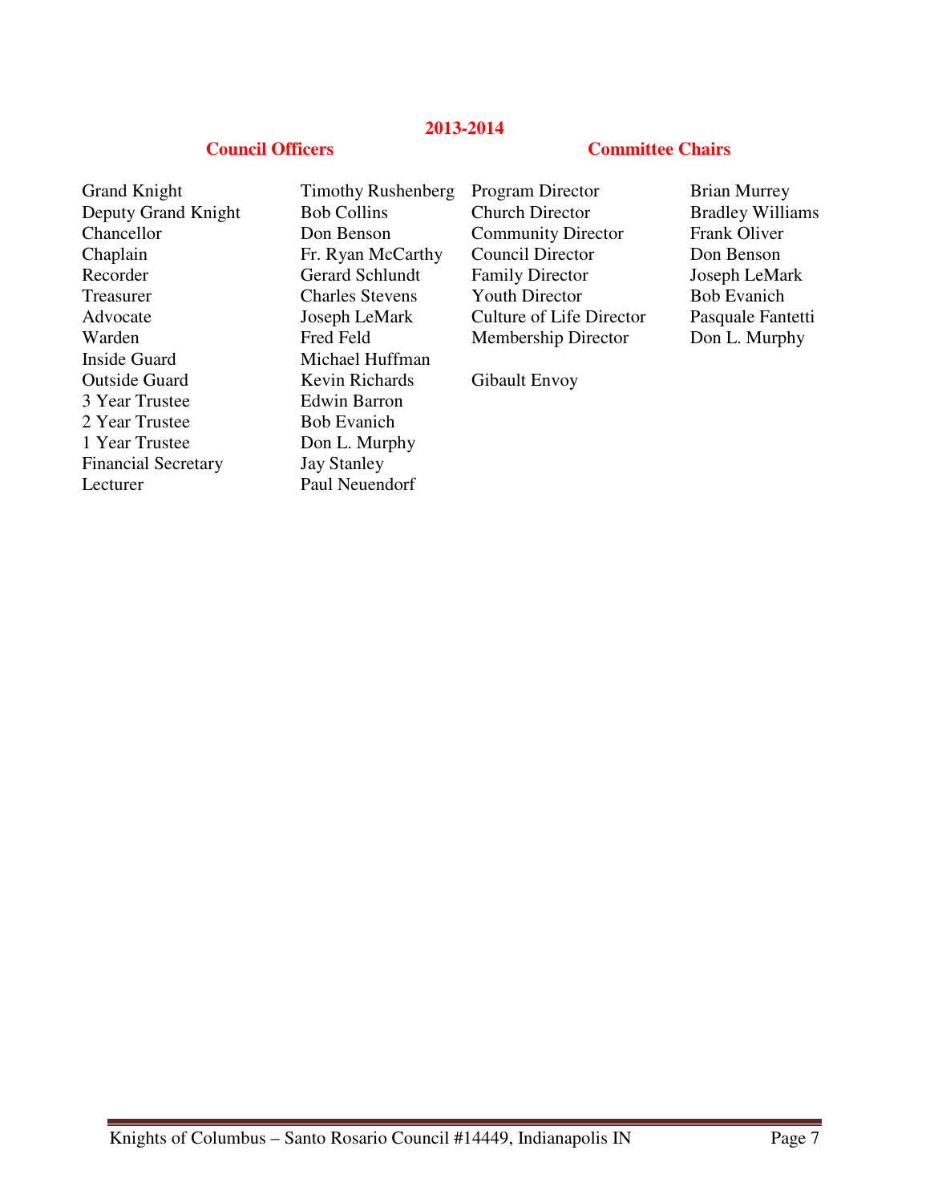## 2013-2014

### Council Officers

| | |
|---|---|
| Grand Knight | Timothy Rushenberg |
| Deputy Grand Knight | Bob Collins |
| Chancellor | Don Benson |
| Chaplain | Fr. Ryan McCarthy |
| Recorder | Gerard Schlundt |
| Treasurer | Charles Stevens |
| Advocate | Joseph LeMark |
| Warden | Fred Feld |
| Inside Guard | Michael Huffman |
| Outside Guard | Kevin Richards |
| 3 Year Trustee | Edwin Barron |
| 2 Year Trustee | Bob Evanich |
| 1 Year Trustee | Don L. Murphy |
| Financial Secretary | Jay Stanley |
| Lecturer | Paul Neuendorf |

### Committee Chairs

| | |
|---|---|
| Program Director | Brian Murrey |
| Church Director | Bradley Williams |
| Community Director | Frank Oliver |
| Council Director | Don Benson |
| Family Director | Joseph LeMark |
| Youth Director | Bob Evanich |
| Culture of Life Director | Pasquale Fantetti |
| Membership Director | Don L. Murphy |
| Gibault Envoy | |